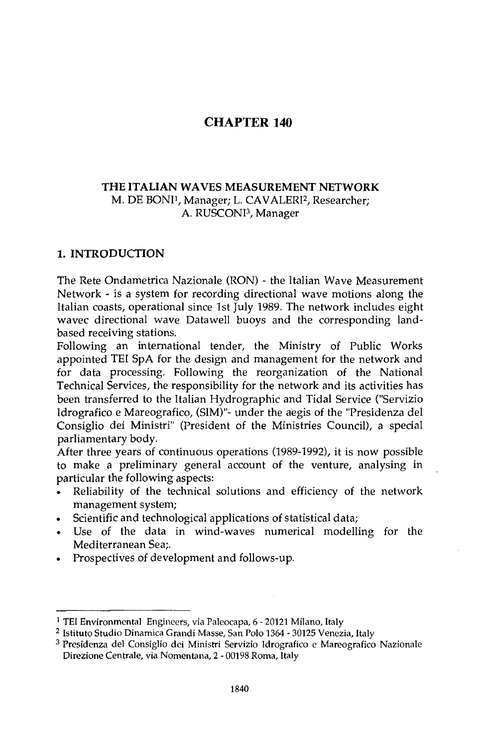# CHAPTER 140

## THE ITALIAN WAVES MEASUREMENT NETWORK

M. DE BONI[1], Manager; L. CAVALERI[2], Researcher; A. RUSCONI[3], Manager

## 1. INTRODUCTION

The Rete Ondametrica Nazionale (RON) - the Italian Wave Measurement Network - is a system for recording directional wave motions along the Italian coasts, operational since 1st July 1989. The network includes eight wavec directional wave Datawell buoys and the corresponding land-based receiving stations.

Following an international tender, the Ministry of Public Works appointed TEI SpA for the design and management for the network and for data processing. Following the reorganization of the National Technical Services, the responsibility for the network and its activities has been transferred to the Italian Hydrographic and Tidal Service ("Servizio Idrografico e Mareografico, (SIM)"- under the aegis of the "Presidenza del Consiglio dei Ministri" (President of the Ministries Council), a special parliamentary body.

After three years of continuous operations (1989-1992), it is now possible to make a preliminary general account of the venture, analysing in particular the following aspects:

- Reliability of the technical solutions and efficiency of the network management system;
- Scientific and technological applications of statistical data;
- Use of the data in wind-waves numerical modelling for the Mediterranean Sea;.
- Prospectives of development and follows-up.

---

[1] TEI Environmental Engineers, via Paleocapa, 6 - 20121 Milano, Italy

[2] Istituto Studio Dinamica Grandi Masse, San Polo 1364 - 30125 Venezia, Italy

[3] Presidenza del Consiglio dei Ministri Servizio Idrografico e Mareografico Nazionale Direzione Centrale, via Nomentana, 2 - 00198 Roma, Italy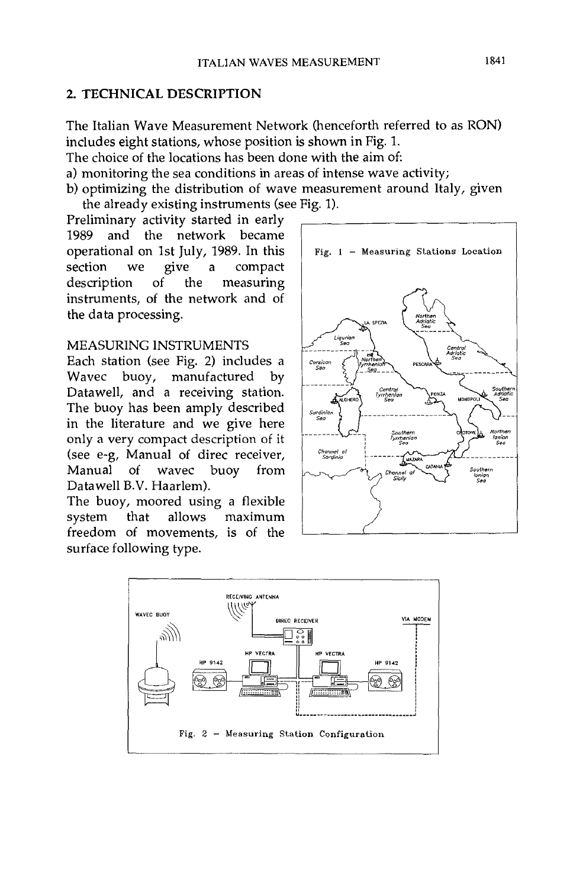## 2. TECHNICAL DESCRIPTION

The Italian Wave Measurement Network (henceforth referred to as RON) includes eight stations, whose position is shown in Fig. 1.

The choice of the locations has been done with the aim of:

a) monitoring the sea conditions in areas of intense wave activity;
b) optimizing the distribution of wave measurement around Italy, given the already existing instruments (see Fig. 1).

Preliminary activity started in early 1989 and the network became operational on 1st July, 1989. In this section we give a compact description of the measuring instruments, of the network and of the data processing.

Fig. 1 – Measuring Stations Location

### MEASURING INSTRUMENTS

Each station (see Fig. 2) includes a Wavec buoy, manufactured by Datawell, and a receiving station. The buoy has been amply described in the literature and we give here only a very compact description of it (see e-g, Manual of direc receiver, Manual of wavec buoy from Datawell B.V. Haarlem).

The buoy, moored using a flexible system that allows maximum freedom of movements, is of the surface following type.

Fig. 2 – Measuring Station Configuration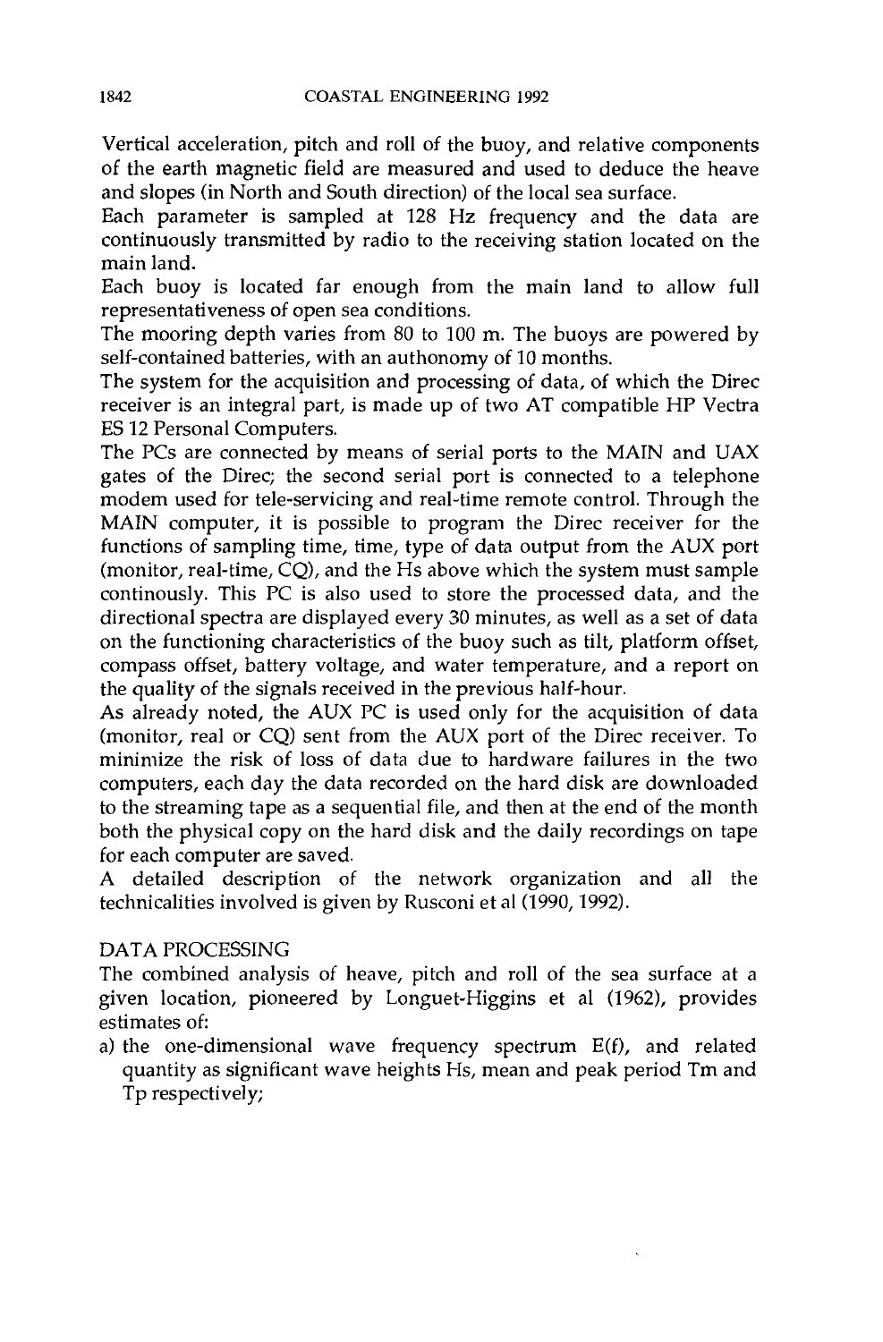Vertical acceleration, pitch and roll of the buoy, and relative components of the earth magnetic field are measured and used to deduce the heave and slopes (in North and South direction) of the local sea surface.

Each parameter is sampled at 128 Hz frequency and the data are continuously transmitted by radio to the receiving station located on the main land.

Each buoy is located far enough from the main land to allow full representativeness of open sea conditions.

The mooring depth varies from 80 to 100 m. The buoys are powered by self-contained batteries, with an authonomy of 10 months.

The system for the acquisition and processing of data, of which the Direc receiver is an integral part, is made up of two AT compatible HP Vectra ES 12 Personal Computers.

The PCs are connected by means of serial ports to the MAIN and UAX gates of the Direc; the second serial port is connected to a telephone modem used for tele-servicing and real-time remote control. Through the MAIN computer, it is possible to program the Direc receiver for the functions of sampling time, time, type of data output from the AUX port (monitor, real-time, CQ), and the Hs above which the system must sample continously. This PC is also used to store the processed data, and the directional spectra are displayed every 30 minutes, as well as a set of data on the functioning characteristics of the buoy such as tilt, platform offset, compass offset, battery voltage, and water temperature, and a report on the quality of the signals received in the previous half-hour.

As already noted, the AUX PC is used only for the acquisition of data (monitor, real or CQ) sent from the AUX port of the Direc receiver. To minimize the risk of loss of data due to hardware failures in the two computers, each day the data recorded on the hard disk are downloaded to the streaming tape as a sequential file, and then at the end of the month both the physical copy on the hard disk and the daily recordings on tape for each computer are saved.

A detailed description of the network organization and all the technicalities involved is given by Rusconi et al (1990, 1992).

## DATA PROCESSING

The combined analysis of heave, pitch and roll of the sea surface at a given location, pioneered by Longuet-Higgins et al (1962), provides estimates of:

a) the one-dimensional wave frequency spectrum E(f), and related quantity as significant wave heights Hs, mean and peak period Tm and Tp respectively;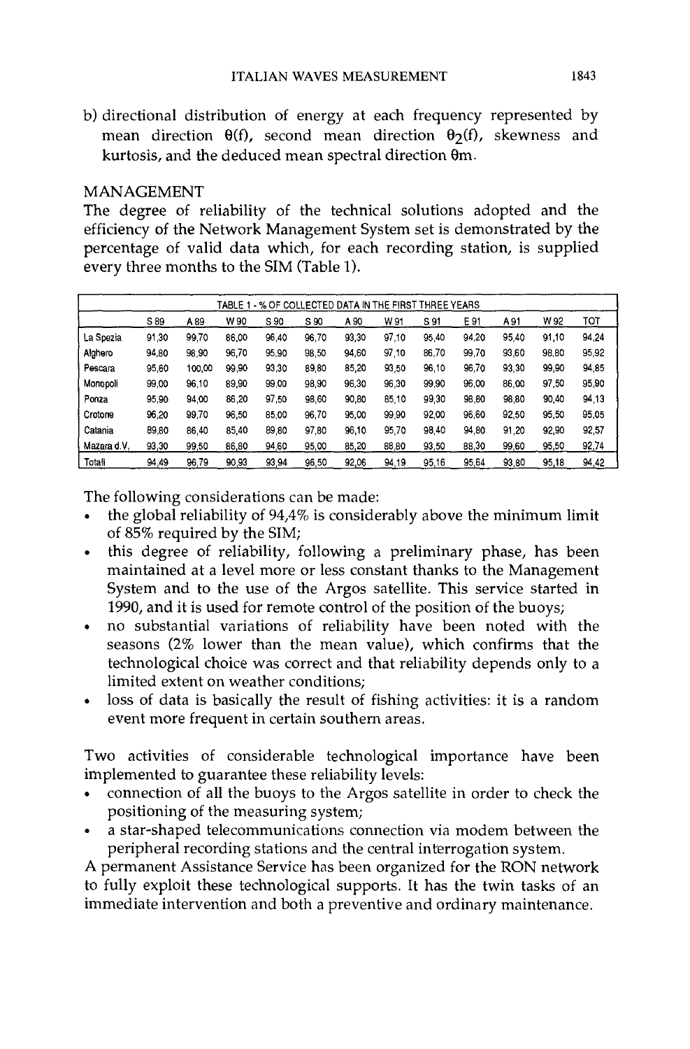b) directional distribution of energy at each frequency represented by mean direction $\theta(f)$, second mean direction $\theta_2(f)$, skewness and kurtosis, and the deduced mean spectral direction $\theta m$.

## MANAGEMENT

The degree of reliability of the technical solutions adopted and the efficiency of the Network Management System set is demonstrated by the percentage of valid data which, for each recording station, is supplied every three months to the SIM (Table 1).

TABLE 1 - % OF COLLECTED DATA IN THE FIRST THREE YEARS

| | S 89 | A 89 | W 90 | S 90 | S 90 | A 90 | W 91 | S 91 | E 91 | A 91 | W 92 | TOT |
|---|---|---|---|---|---|---|---|---|---|---|---|---|
| La Spezia | 91,30 | 99,70 | 86,00 | 96,40 | 96,70 | 93,30 | 97,10 | 95,40 | 94,20 | 95,40 | 91,10 | 94,24 |
| Alghero | 94,80 | 98,90 | 96,70 | 95,90 | 98,50 | 94,60 | 97,10 | 86,70 | 99,70 | 93,60 | 98,80 | 95,92 |
| Pescara | 95,60 | 100,00 | 99,90 | 93,30 | 89,80 | 85,20 | 93,50 | 96,10 | 96,70 | 93,30 | 99,90 | 94,85 |
| Monopoli | 99,00 | 96,10 | 89,90 | 99,00 | 98,90 | 96,30 | 96,30 | 99,90 | 96,00 | 86,00 | 97,50 | 95,90 |
| Ponza | 95,90 | 94,00 | 86,20 | 97,50 | 98,60 | 90,80 | 85,10 | 99,30 | 98,80 | 98,80 | 90,40 | 94,13 |
| Crotone | 96,20 | 99,70 | 96,50 | 85,00 | 96,70 | 95,00 | 99,90 | 92,00 | 96,60 | 92,50 | 95,50 | 95,05 |
| Catania | 89,80 | 86,40 | 85,40 | 89,80 | 97,80 | 96,10 | 95,70 | 98,40 | 94,80 | 91,20 | 92,90 | 92,57 |
| Mazara d.V. | 93,30 | 99,50 | 86,80 | 94,60 | 95,00 | 85,20 | 88,80 | 93,50 | 88,30 | 99,60 | 95,50 | 92,74 |
| Totali | 94,49 | 96,79 | 90,93 | 93,94 | 96,50 | 92,06 | 94,19 | 95,16 | 95,64 | 93,80 | 95,18 | 94,42 |

The following considerations can be made:

- the global reliability of 94,4% is considerably above the minimum limit of 85% required by the SIM;
- this degree of reliability, following a preliminary phase, has been maintained at a level more or less constant thanks to the Management System and to the use of the Argos satellite. This service started in 1990, and it is used for remote control of the position of the buoys;
- no substantial variations of reliability have been noted with the seasons (2% lower than the mean value), which confirms that the technological choice was correct and that reliability depends only to a limited extent on weather conditions;
- loss of data is basically the result of fishing activities: it is a random event more frequent in certain southern areas.

Two activities of considerable technological importance have been implemented to guarantee these reliability levels:

- connection of all the buoys to the Argos satellite in order to check the positioning of the measuring system;
- a star-shaped telecommunications connection via modem between the peripheral recording stations and the central interrogation system.

A permanent Assistance Service has been organized for the RON network to fully exploit these technological supports. It has the twin tasks of an immediate intervention and both a preventive and ordinary maintenance.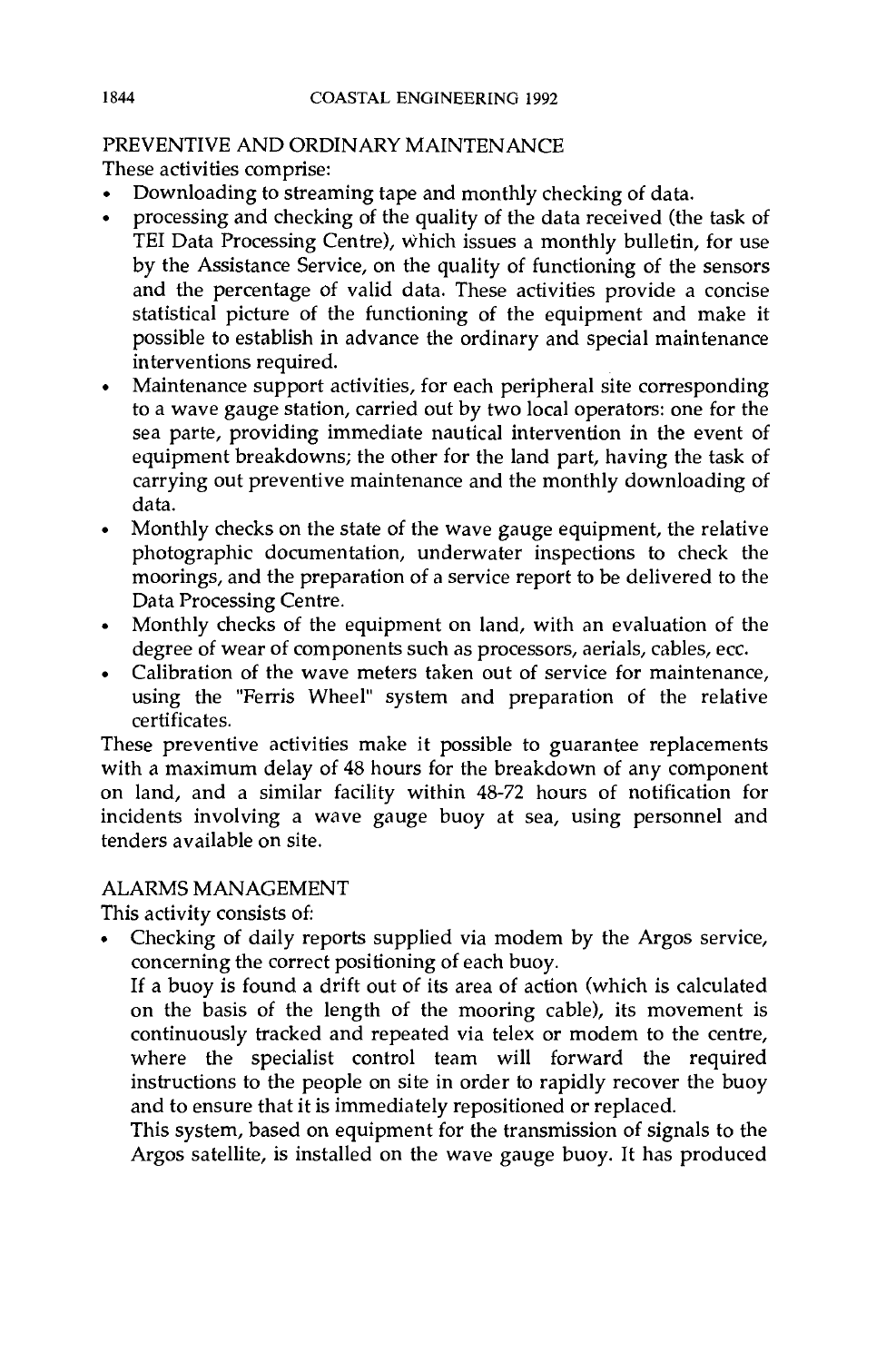## PREVENTIVE AND ORDINARY MAINTENANCE

These activities comprise:

- Downloading to streaming tape and monthly checking of data.
- processing and checking of the quality of the data received (the task of TEI Data Processing Centre), which issues a monthly bulletin, for use by the Assistance Service, on the quality of functioning of the sensors and the percentage of valid data. These activities provide a concise statistical picture of the functioning of the equipment and make it possible to establish in advance the ordinary and special maintenance interventions required.
- Maintenance support activities, for each peripheral site corresponding to a wave gauge station, carried out by two local operators: one for the sea parte, providing immediate nautical intervention in the event of equipment breakdowns; the other for the land part, having the task of carrying out preventive maintenance and the monthly downloading of data.
- Monthly checks on the state of the wave gauge equipment, the relative photographic documentation, underwater inspections to check the moorings, and the preparation of a service report to be delivered to the Data Processing Centre.
- Monthly checks of the equipment on land, with an evaluation of the degree of wear of components such as processors, aerials, cables, ecc.
- Calibration of the wave meters taken out of service for maintenance, using the "Ferris Wheel" system and preparation of the relative certificates.

These preventive activities make it possible to guarantee replacements with a maximum delay of 48 hours for the breakdown of any component on land, and a similar facility within 48-72 hours of notification for incidents involving a wave gauge buoy at sea, using personnel and tenders available on site.

## ALARMS MANAGEMENT

This activity consists of:

- Checking of daily reports supplied via modem by the Argos service, concerning the correct positioning of each buoy.

  If a buoy is found a drift out of its area of action (which is calculated on the basis of the length of the mooring cable), its movement is continuously tracked and repeated via telex or modem to the centre, where the specialist control team will forward the required instructions to the people on site in order to rapidly recover the buoy and to ensure that it is immediately repositioned or replaced.

  This system, based on equipment for the transmission of signals to the Argos satellite, is installed on the wave gauge buoy. It has produced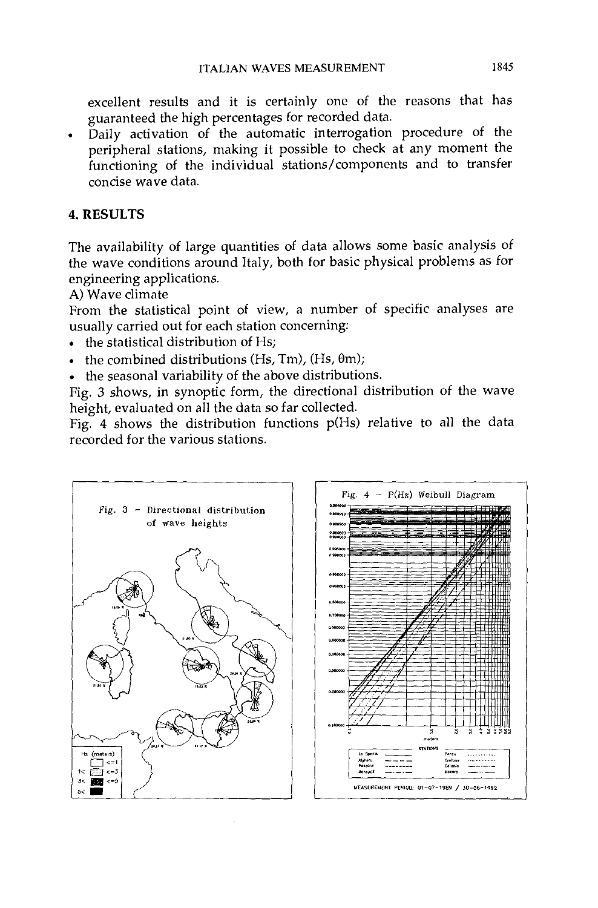excellent results and it is certainly one of the reasons that has guaranteed the high percentages for recorded data.

- Daily activation of the automatic interrogation procedure of the peripheral stations, making it possible to check at any moment the functioning of the individual stations/components and to transfer concise wave data.

## 4. RESULTS

The availability of large quantities of data allows some basic analysis of the wave conditions around Italy, both for basic physical problems as for engineering applications.

A) Wave climate

From the statistical point of view, a number of specific analyses are usually carried out for each station concerning:

- the statistical distribution of Hs;
- the combined distributions (Hs, Tm), (Hs, θm);
- the seasonal variability of the above distributions.

Fig. 3 shows, in synoptic form, the directional distribution of the wave height, evaluated on all the data so far collected.

Fig. 4 shows the distribution functions p(Hs) relative to all the data recorded for the various stations.

Fig. 3 - Directional distribution of wave heights

Fig. 4 - P(Hs) Weibull Diagram

MEASUREMENT PERIOD: 01-07-1989 / 30-06-1992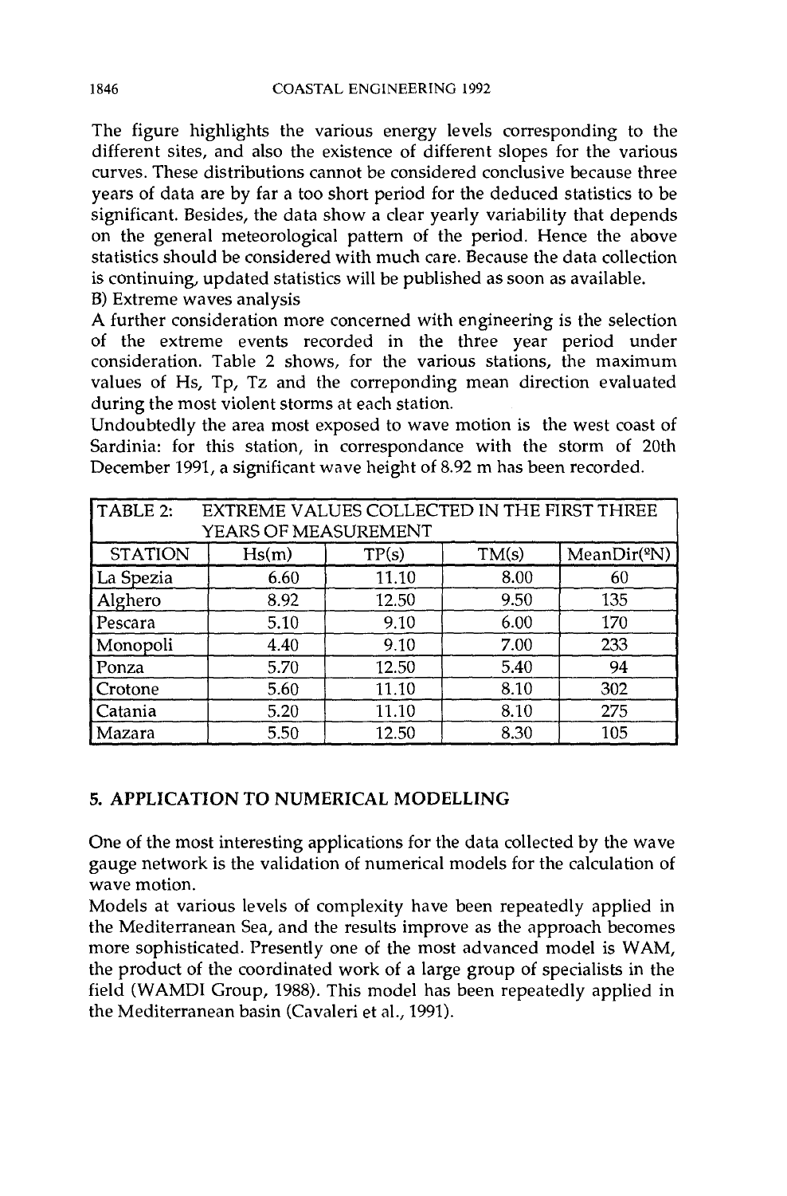The figure highlights the various energy levels corresponding to the different sites, and also the existence of different slopes for the various curves. These distributions cannot be considered conclusive because three years of data are by far a too short period for the deduced statistics to be significant. Besides, the data show a clear yearly variability that depends on the general meteorological pattern of the period. Hence the above statistics should be considered with much care. Because the data collection is continuing, updated statistics will be published as soon as available.

B) Extreme waves analysis

A further consideration more concerned with engineering is the selection of the extreme events recorded in the three year period under consideration. Table 2 shows, for the various stations, the maximum values of Hs, Tp, Tz and the correponding mean direction evaluated during the most violent storms at each station.

Undoubtedly the area most exposed to wave motion is the west coast of Sardinia: for this station, in correspondance with the storm of 20th December 1991, a significant wave height of 8.92 m has been recorded.

TABLE 2: EXTREME VALUES COLLECTED IN THE FIRST THREE YEARS OF MEASUREMENT

| STATION | Hs(m) | TP(s) | TM(s) | MeanDir(°N) |
|---|---|---|---|---|
| La Spezia | 6.60 | 11.10 | 8.00 | 60 |
| Alghero | 8.92 | 12.50 | 9.50 | 135 |
| Pescara | 5.10 | 9.10 | 6.00 | 170 |
| Monopoli | 4.40 | 9.10 | 7.00 | 233 |
| Ponza | 5.70 | 12.50 | 5.40 | 94 |
| Crotone | 5.60 | 11.10 | 8.10 | 302 |
| Catania | 5.20 | 11.10 | 8.10 | 275 |
| Mazara | 5.50 | 12.50 | 8.30 | 105 |

## 5. APPLICATION TO NUMERICAL MODELLING

One of the most interesting applications for the data collected by the wave gauge network is the validation of numerical models for the calculation of wave motion.

Models at various levels of complexity have been repeatedly applied in the Mediterranean Sea, and the results improve as the approach becomes more sophisticated. Presently one of the most advanced model is WAM, the product of the coordinated work of a large group of specialists in the field (WAMDI Group, 1988). This model has been repeatedly applied in the Mediterranean basin (Cavaleri et al., 1991).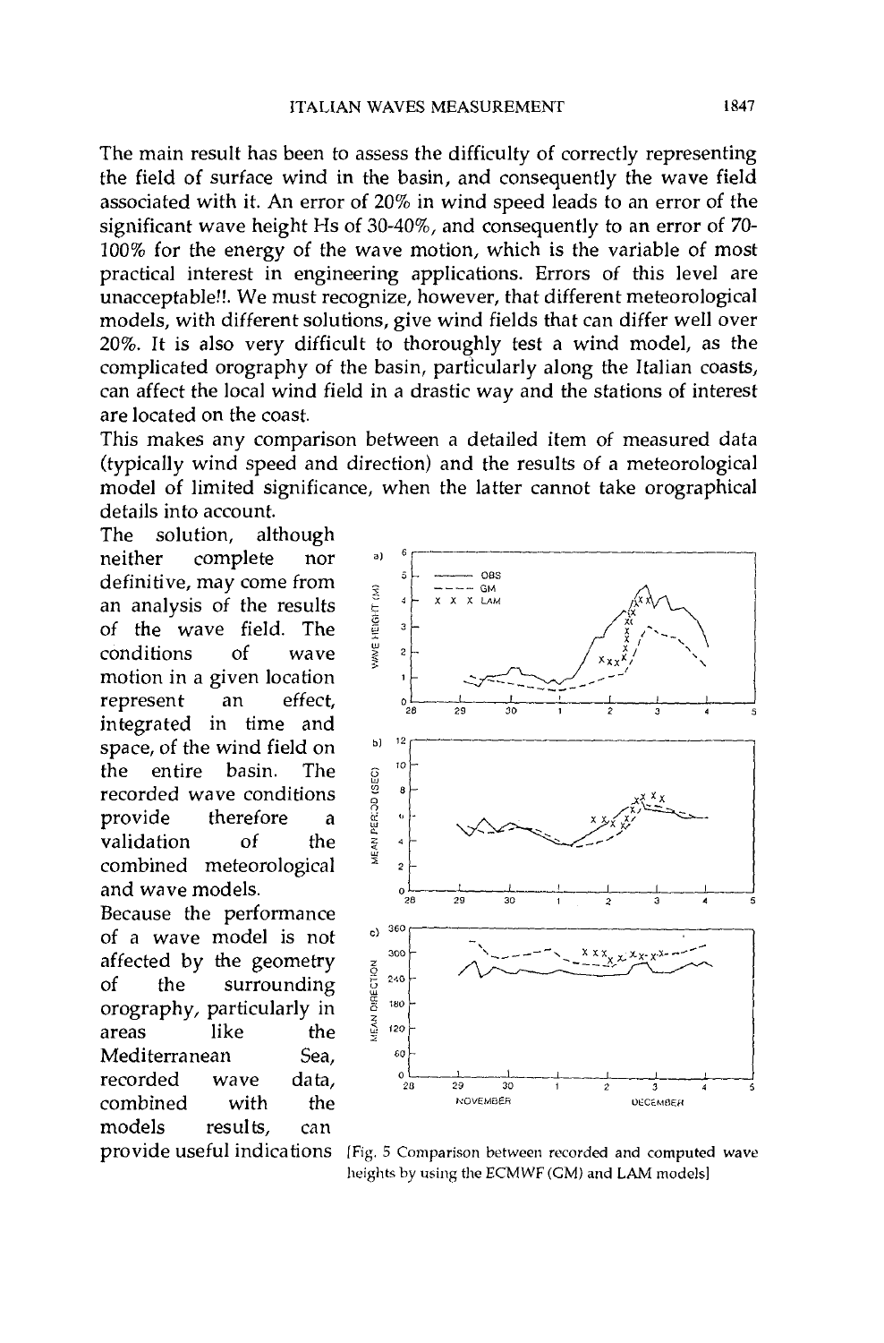The main result has been to assess the difficulty of correctly representing the field of surface wind in the basin, and consequently the wave field associated with it. An error of 20% in wind speed leads to an error of the significant wave height Hs of 30-40%, and consequently to an error of 70-100% for the energy of the wave motion, which is the variable of most practical interest in engineering applications. Errors of this level are unacceptable!!. We must recognize, however, that different meteorological models, with different solutions, give wind fields that can differ well over 20%. It is also very difficult to thoroughly test a wind model, as the complicated orography of the basin, particularly along the Italian coasts, can affect the local wind field in a drastic way and the stations of interest are located on the coast.

This makes any comparison between a detailed item of measured data (typically wind speed and direction) and the results of a meteorological model of limited significance, when the latter cannot take orographical details into account.

The solution, although neither complete nor definitive, may come from an analysis of the results of the wave field. The conditions of wave motion in a given location represent an effect, integrated in time and space, of the wind field on the entire basin. The recorded wave conditions provide therefore a validation of the combined meteorological and wave models.

Because the performance of a wave model is not affected by the geometry of the surrounding orography, particularly in areas like the Mediterranean Sea, recorded wave data, combined with the models results, can provide useful indications

[Fig. 5 Comparison between recorded and computed wave heights by using the ECMWF (GM) and LAM models]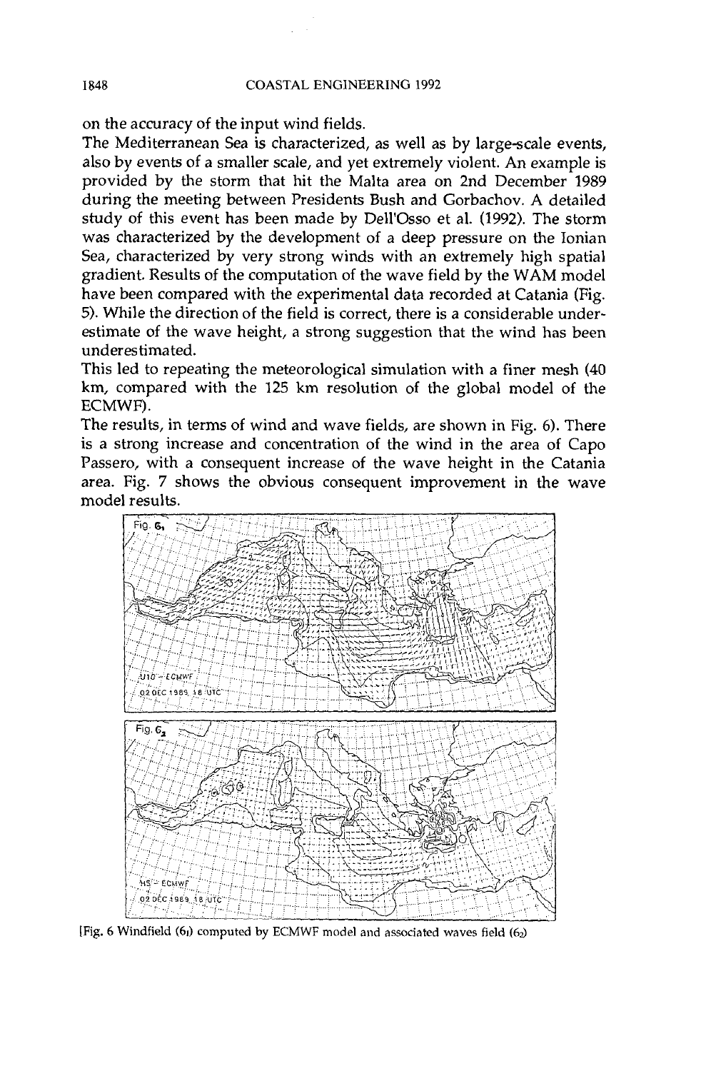on the accuracy of the input wind fields.

The Mediterranean Sea is characterized, as well as by large-scale events, also by events of a smaller scale, and yet extremely violent. An example is provided by the storm that hit the Malta area on 2nd December 1989 during the meeting between Presidents Bush and Gorbachov. A detailed study of this event has been made by Dell'Osso et al. (1992). The storm was characterized by the development of a deep pressure on the Ionian Sea, characterized by very strong winds with an extremely high spatial gradient. Results of the computation of the wave field by the WAM model have been compared with the experimental data recorded at Catania (Fig. 5). While the direction of the field is correct, there is a considerable underestimate of the wave height, a strong suggestion that the wind has been underestimated.

This led to repeating the meteorological simulation with a finer mesh (40 km, compared with the 125 km resolution of the global model of the ECMWF).

The results, in terms of wind and wave fields, are shown in Fig. 6). There is a strong increase and concentration of the wind in the area of Capo Passero, with a consequent increase of the wave height in the Catania area. Fig. 7 shows the obvious consequent improvement in the wave model results.

[Fig. 6 Windfield ($6_1$) computed by ECMWF model and associated waves field ($6_2$)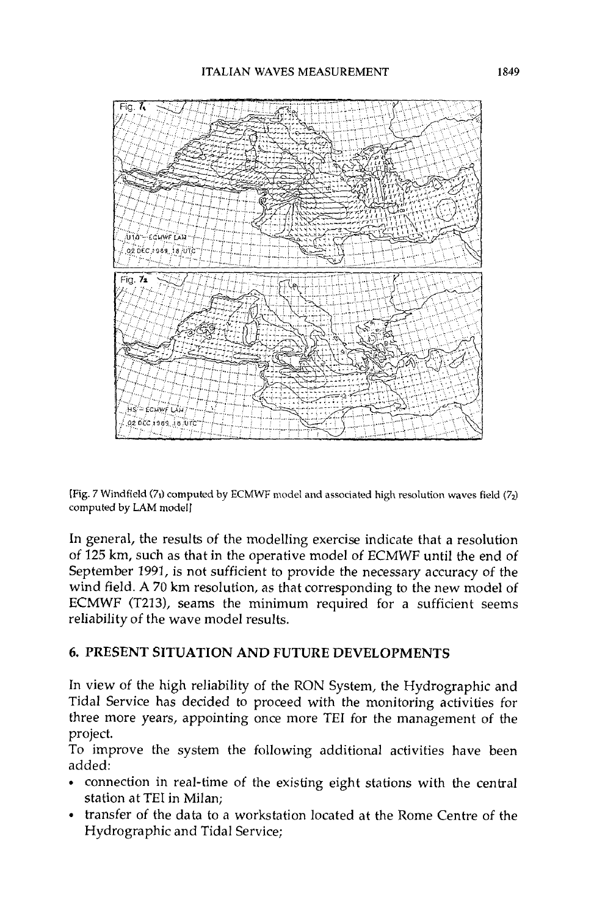[Fig. 7 Windfield ($7_1$) computed by ECMWF model and associated high resolution waves field ($7_2$) computed by LAM model]

In general, the results of the modelling exercise indicate that a resolution of 125 km, such as that in the operative model of ECMWF until the end of September 1991, is not sufficient to provide the necessary accuracy of the wind field. A 70 km resolution, as that corresponding to the new model of ECMWF (T213), seams the minimum required for a sufficient seems reliability of the wave model results.

## 6. PRESENT SITUATION AND FUTURE DEVELOPMENTS

In view of the high reliability of the RON System, the Hydrographic and Tidal Service has decided to proceed with the monitoring activities for three more years, appointing once more TEI for the management of the project.

To improve the system the following additional activities have been added:

- connection in real-time of the existing eight stations with the central station at TEI in Milan;
- transfer of the data to a workstation located at the Rome Centre of the Hydrographic and Tidal Service;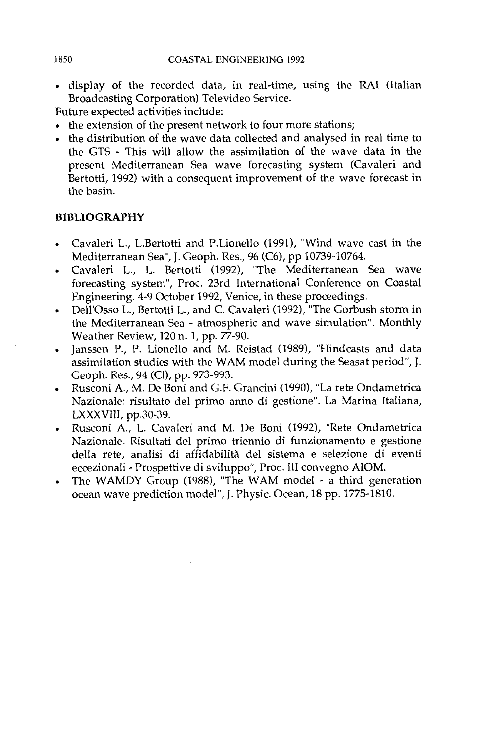- display of the recorded data, in real-time, using the RAI (Italian Broadcasting Corporation) Televideo Service.

Future expected activities include:

- the extension of the present network to four more stations;
- the distribution of the wave data collected and analysed in real time to the GTS - This will allow the assimilation of the wave data in the present Mediterranean Sea wave forecasting system (Cavaleri and Bertotti, 1992) with a consequent improvement of the wave forecast in the basin.

## BIBLIOGRAPHY

- Cavaleri L., L.Bertotti and P.Lionello (1991), "Wind wave cast in the Mediterranean Sea", J. Geoph. Res., 96 (C6), pp 10739-10764.
- Cavaleri L., L. Bertotti (1992), "The Mediterranean Sea wave forecasting system", Proc. 23rd International Conference on Coastal Engineering. 4-9 October 1992, Venice, in these proceedings.
- Dell'Osso L., Bertotti L., and C. Cavaleri (1992), "The Gorbush storm in the Mediterranean Sea - atmospheric and wave simulation". Monthly Weather Review, 120 n. 1, pp. 77-90.
- Janssen P., P. Lionello and M. Reistad (1989), "Hindcasts and data assimilation studies with the WAM model during the Seasat period", J. Geoph. Res., 94 (Cl), pp. 973-993.
- Rusconi A., M. De Boni and G.F. Grancini (1990), "La rete Ondametrica Nazionale: risultato del primo anno di gestione". La Marina Italiana, LXXXVIII, pp.30-39.
- Rusconi A., L. Cavaleri and M. De Boni (1992), "Rete Ondametrica Nazionale. Risultati del primo triennio di funzionamento e gestione della rete, analisi di affidabilità del sistema e selezione di eventi eccezionali - Prospettive di sviluppo", Proc. III convegno AIOM.
- The WAMDY Group (1988), "The WAM model - a third generation ocean wave prediction model", J. Physic. Ocean, 18 pp. 1775-1810.